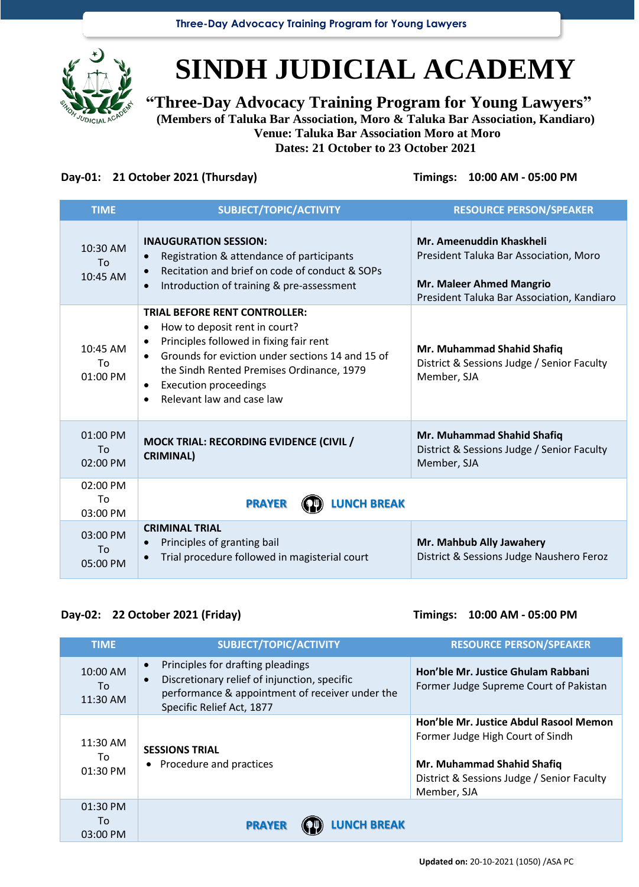# SINDH JUDICIAL ACADEMY

## "Three-Day Advocacy Training Program for Young Lawyers"

**(Members of Taluka Bar Association, Moro & Taluka Bar Association, Kandiaro)**
**Venue: Taluka Bar Association Moro at Moro**
**Dates: 21 October to 23 October 2021**

**Day-01: 21 October 2021 (Thursday)** **Timings: 10:00 AM - 05:00 PM**

| TIME | SUBJECT/TOPIC/ACTIVITY | RESOURCE PERSON/SPEAKER |
|---|---|---|
| 10:30 AM To 10:45 AM | **INAUGURATION SESSION:**<br>• Registration & attendance of participants<br>• Recitation and brief on code of conduct & SOPs<br>• Introduction of training & pre-assessment | **Mr. Ameenuddin Khaskheli**<br>President Taluka Bar Association, Moro<br><br>**Mr. Maleer Ahmed Mangrio**<br>President Taluka Bar Association, Kandiaro |
| 10:45 AM To 01:00 PM | **TRIAL BEFORE RENT CONTROLLER:**<br>• How to deposit rent in court?<br>• Principles followed in fixing fair rent<br>• Grounds for eviction under sections 14 and 15 of the Sindh Rented Premises Ordinance, 1979<br>• Execution proceedings<br>• Relevant law and case law | **Mr. Muhammad Shahid Shafiq**<br>District & Sessions Judge / Senior Faculty Member, SJA |
| 01:00 PM To 02:00 PM | **MOCK TRIAL: RECORDING EVIDENCE (CIVIL / CRIMINAL)** | **Mr. Muhammad Shahid Shafiq**<br>District & Sessions Judge / Senior Faculty Member, SJA |
| 02:00 PM To 03:00 PM | **PRAYER** **LUNCH BREAK** | |
| 03:00 PM To 05:00 PM | **CRIMINAL TRIAL**<br>• Principles of granting bail<br>• Trial procedure followed in magisterial court | **Mr. Mahbub Ally Jawahery**<br>District & Sessions Judge Naushero Feroz |

**Day-02: 22 October 2021 (Friday)** **Timings: 10:00 AM - 05:00 PM**

| TIME | SUBJECT/TOPIC/ACTIVITY | RESOURCE PERSON/SPEAKER |
|---|---|---|
| 10:00 AM To 11:30 AM | • Principles for drafting pleadings<br>• Discretionary relief of injunction, specific performance & appointment of receiver under the Specific Relief Act, 1877 | **Hon'ble Mr. Justice Ghulam Rabbani**<br>Former Judge Supreme Court of Pakistan |
| 11:30 AM To 01:30 PM | **SESSIONS TRIAL**<br>• Procedure and practices | **Hon'ble Mr. Justice Abdul Rasool Memon**<br>Former Judge High Court of Sindh<br><br>**Mr. Muhammad Shahid Shafiq**<br>District & Sessions Judge / Senior Faculty Member, SJA |
| 01:30 PM To 03:00 PM | **PRAYER** **LUNCH BREAK** | |

**Updated on:** 20-10-2021 (1050) /ASA PC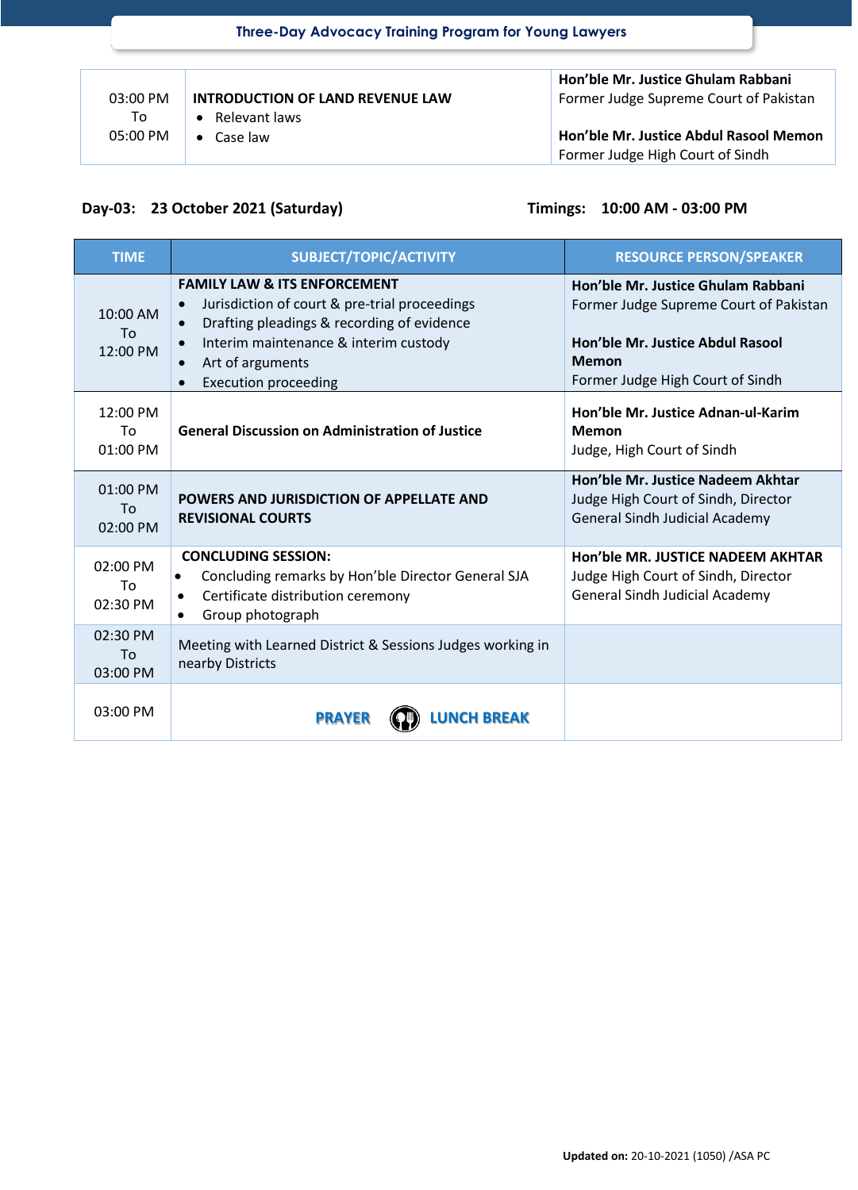| | | |
|---|---|---|
| 03:00 PM To 05:00 PM | **INTRODUCTION OF LAND REVENUE LAW**<br>• Relevant laws<br>• Case law | **Hon'ble Mr. Justice Ghulam Rabbani**<br>Former Judge Supreme Court of Pakistan<br><br>**Hon'ble Mr. Justice Abdul Rasool Memon**<br>Former Judge High Court of Sindh |

**Day-03: 23 October 2021 (Saturday)** **Timings: 10:00 AM - 03:00 PM**

| TIME | SUBJECT/TOPIC/ACTIVITY | RESOURCE PERSON/SPEAKER |
|---|---|---|
| 10:00 AM To 12:00 PM | **FAMILY LAW & ITS ENFORCEMENT**<br>• Jurisdiction of court & pre-trial proceedings<br>• Drafting pleadings & recording of evidence<br>• Interim maintenance & interim custody<br>• Art of arguments<br>• Execution proceeding | **Hon'ble Mr. Justice Ghulam Rabbani**<br>Former Judge Supreme Court of Pakistan<br><br>**Hon'ble Mr. Justice Abdul Rasool Memon**<br>Former Judge High Court of Sindh |
| 12:00 PM To 01:00 PM | **General Discussion on Administration of Justice** | **Hon'ble Mr. Justice Adnan-ul-Karim Memon**<br>Judge, High Court of Sindh |
| 01:00 PM To 02:00 PM | **POWERS AND JURISDICTION OF APPELLATE AND REVISIONAL COURTS** | **Hon'ble Mr. Justice Nadeem Akhtar**<br>Judge High Court of Sindh, Director General Sindh Judicial Academy |
| 02:00 PM To 02:30 PM | **CONCLUDING SESSION:**<br>• Concluding remarks by Hon'ble Director General SJA<br>• Certificate distribution ceremony<br>• Group photograph | **Hon'ble MR. JUSTICE NADEEM AKHTAR**<br>Judge High Court of Sindh, Director General Sindh Judicial Academy |
| 02:30 PM To 03:00 PM | Meeting with Learned District & Sessions Judges working in nearby Districts | |
| 03:00 PM | **PRAYER** **LUNCH BREAK** | |

**Updated on:** 20-10-2021 (1050) /ASA PC